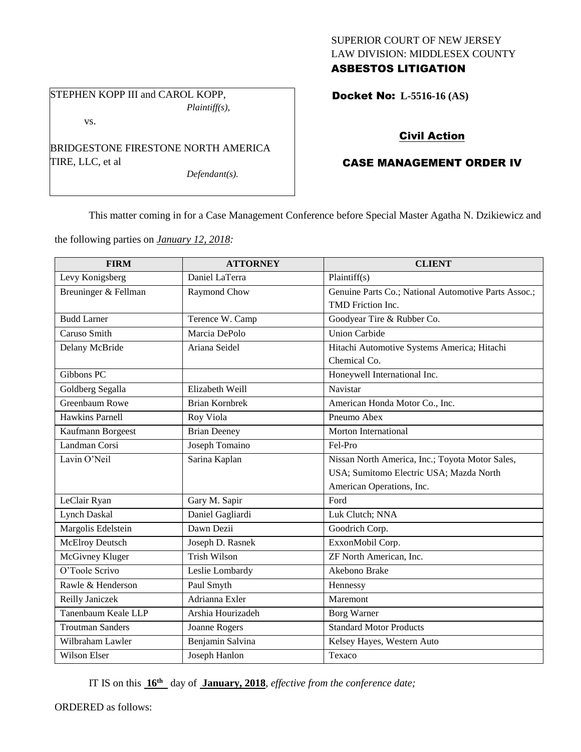SUPERIOR COURT OF NEW JERSEY
LAW DIVISION: MIDDLESEX COUNTY
**ASBESTOS LITIGATION**

STEPHEN KOPP III and CAROL KOPP,
*Plaintiff(s),*

vs.

BRIDGESTONE FIRESTONE NORTH AMERICA TIRE, LLC, et al
*Defendant(s).*

**Docket No: L-5516-16 (AS)**

**Civil Action**

**CASE MANAGEMENT ORDER IV**

This matter coming in for a Case Management Conference before Special Master Agatha N. Dzikiewicz and the following parties on *January 12, 2018:*

| FIRM | ATTORNEY | CLIENT |
|---|---|---|
| Levy Konigsberg | Daniel LaTerra | Plaintiff(s) |
| Breuninger & Fellman | Raymond Chow | Genuine Parts Co.; National Automotive Parts Assoc.; TMD Friction Inc. |
| Budd Larner | Terence W. Camp | Goodyear Tire & Rubber Co. |
| Caruso Smith | Marcia DePolo | Union Carbide |
| Delany McBride | Ariana Seidel | Hitachi Automotive Systems America; Hitachi Chemical Co. |
| Gibbons PC | | Honeywell International Inc. |
| Goldberg Segalla | Elizabeth Weill | Navistar |
| Greenbaum Rowe | Brian Kornbrek | American Honda Motor Co., Inc. |
| Hawkins Parnell | Roy Viola | Pneumo Abex |
| Kaufmann Borgeest | Brian Deeney | Morton International |
| Landman Corsi | Joseph Tomaino | Fel-Pro |
| Lavin O'Neil | Sarina Kaplan | Nissan North America, Inc.; Toyota Motor Sales, USA; Sumitomo Electric USA; Mazda North American Operations, Inc. |
| LeClair Ryan | Gary M. Sapir | Ford |
| Lynch Daskal | Daniel Gagliardi | Luk Clutch; NNA |
| Margolis Edelstein | Dawn Dezii | Goodrich Corp. |
| McElroy Deutsch | Joseph D. Rasnek | ExxonMobil Corp. |
| McGivney Kluger | Trish Wilson | ZF North American, Inc. |
| O'Toole Scrivo | Leslie Lombardy | Akebono Brake |
| Rawle & Henderson | Paul Smyth | Hennessy |
| Reilly Janiczek | Adrianna Exler | Maremont |
| Tanenbaum Keale LLP | Arshia Hourizadeh | Borg Warner |
| Troutman Sanders | Joanne Rogers | Standard Motor Products |
| Wilbraham Lawler | Benjamin Salvina | Kelsey Hayes, Western Auto |
| Wilson Elser | Joseph Hanlon | Texaco |

IT IS on this **16th** day of **January, 2018**, *effective from the conference date;*

ORDERED as follows: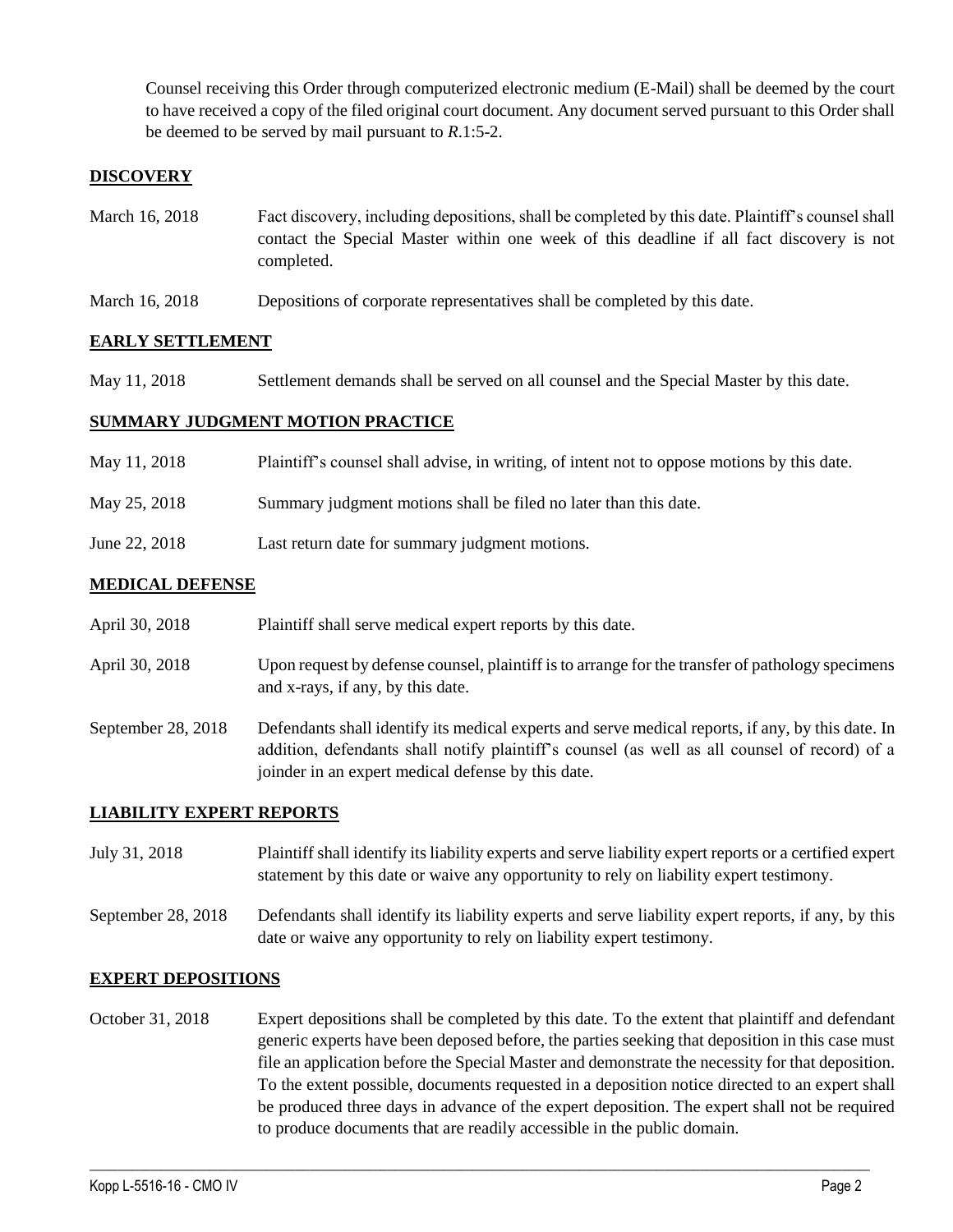Counsel receiving this Order through computerized electronic medium (E-Mail) shall be deemed by the court to have received a copy of the filed original court document. Any document served pursuant to this Order shall be deemed to be served by mail pursuant to *R*.1:5-2.

## DISCOVERY

| | |
|---|---|
| March 16, 2018 | Fact discovery, including depositions, shall be completed by this date. Plaintiff's counsel shall contact the Special Master within one week of this deadline if all fact discovery is not completed. |
| March 16, 2018 | Depositions of corporate representatives shall be completed by this date. |

## EARLY SETTLEMENT

| | |
|---|---|
| May 11, 2018 | Settlement demands shall be served on all counsel and the Special Master by this date. |

## SUMMARY JUDGMENT MOTION PRACTICE

| | |
|---|---|
| May 11, 2018 | Plaintiff's counsel shall advise, in writing, of intent not to oppose motions by this date. |
| May 25, 2018 | Summary judgment motions shall be filed no later than this date. |
| June 22, 2018 | Last return date for summary judgment motions. |

## MEDICAL DEFENSE

| | |
|---|---|
| April 30, 2018 | Plaintiff shall serve medical expert reports by this date. |
| April 30, 2018 | Upon request by defense counsel, plaintiff is to arrange for the transfer of pathology specimens and x-rays, if any, by this date. |
| September 28, 2018 | Defendants shall identify its medical experts and serve medical reports, if any, by this date. In addition, defendants shall notify plaintiff's counsel (as well as all counsel of record) of a joinder in an expert medical defense by this date. |

## LIABILITY EXPERT REPORTS

| | |
|---|---|
| July 31, 2018 | Plaintiff shall identify its liability experts and serve liability expert reports or a certified expert statement by this date or waive any opportunity to rely on liability expert testimony. |
| September 28, 2018 | Defendants shall identify its liability experts and serve liability expert reports, if any, by this date or waive any opportunity to rely on liability expert testimony. |

## EXPERT DEPOSITIONS

| | |
|---|---|
| October 31, 2018 | Expert depositions shall be completed by this date. To the extent that plaintiff and defendant generic experts have been deposed before, the parties seeking that deposition in this case must file an application before the Special Master and demonstrate the necessity for that deposition. To the extent possible, documents requested in a deposition notice directed to an expert shall be produced three days in advance of the expert deposition. The expert shall not be required to produce documents that are readily accessible in the public domain. |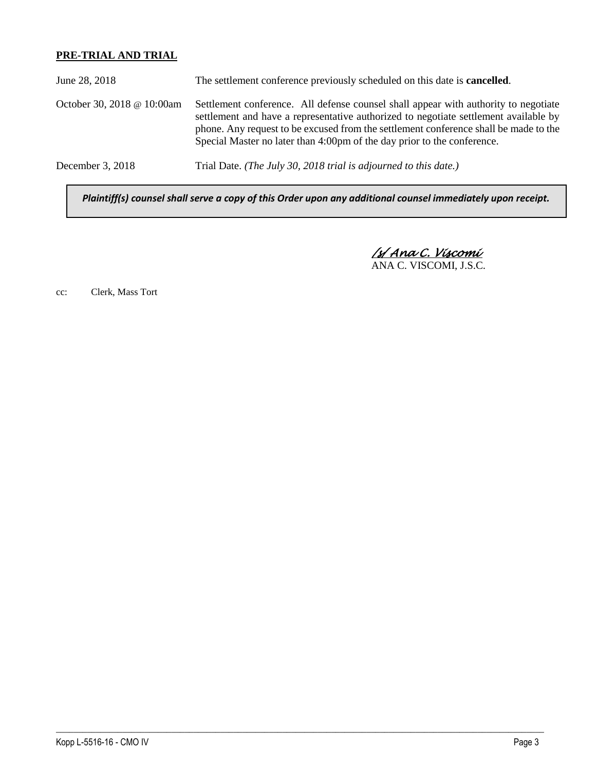**PRE-TRIAL AND TRIAL**

| | |
|---|---|
| June 28, 2018 | The settlement conference previously scheduled on this date is **cancelled**. |
| October 30, 2018 @ 10:00am | Settlement conference. All defense counsel shall appear with authority to negotiate settlement and have a representative authorized to negotiate settlement available by phone. Any request to be excused from the settlement conference shall be made to the Special Master no later than 4:00pm of the day prior to the conference. |
| December 3, 2018 | Trial Date. *(The July 30, 2018 trial is adjourned to this date.)* |

***Plaintiff(s) counsel shall serve a copy of this Order upon any additional counsel immediately upon receipt.***

*/s/ Ana C. Viscomi*
ANA C. VISCOMI, J.S.C.

cc: Clerk, Mass Tort